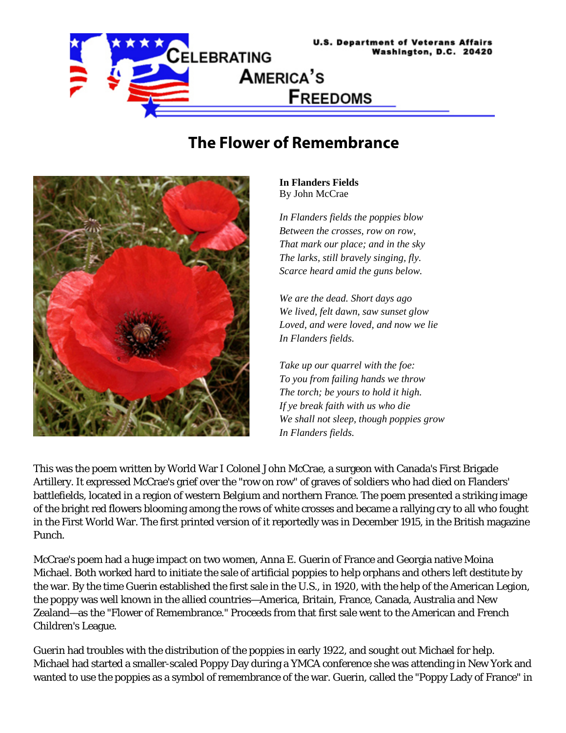U.S. Department of Veterans Affairs
Washington, D.C. 20420

CELEBRATING AMERICA'S FREEDOMS

# The Flower of Remembrance

**In Flanders Fields**
By John McCrae

*In Flanders fields the poppies blow*
*Between the crosses, row on row,*
*That mark our place; and in the sky*
*The larks, still bravely singing, fly.*
*Scarce heard amid the guns below.*

*We are the dead. Short days ago*
*We lived, felt dawn, saw sunset glow*
*Loved, and were loved, and now we lie*
*In Flanders fields.*

*Take up our quarrel with the foe:*
*To you from failing hands we throw*
*The torch; be yours to hold it high.*
*If ye break faith with us who die*
*We shall not sleep, though poppies grow*
*In Flanders fields.*

This was the poem written by World War I Colonel John McCrae, a surgeon with Canada's First Brigade Artillery. It expressed McCrae's grief over the "row on row" of graves of soldiers who had died on Flanders' battlefields, located in a region of western Belgium and northern France. The poem presented a striking image of the bright red flowers blooming among the rows of white crosses and became a rallying cry to all who fought in the First World War. The first printed version of it reportedly was in December 1915, in the British magazine Punch.

McCrae's poem had a huge impact on two women, Anna E. Guerin of France and Georgia native Moina Michael. Both worked hard to initiate the sale of artificial poppies to help orphans and others left destitute by the war. By the time Guerin established the first sale in the U.S., in 1920, with the help of the American Legion, the poppy was well known in the allied countries—America, Britain, France, Canada, Australia and New Zealand—as the "Flower of Remembrance." Proceeds from that first sale went to the American and French Children's League.

Guerin had troubles with the distribution of the poppies in early 1922, and sought out Michael for help. Michael had started a smaller-scaled Poppy Day during a YMCA conference she was attending in New York and wanted to use the poppies as a symbol of remembrance of the war. Guerin, called the "Poppy Lady of France" in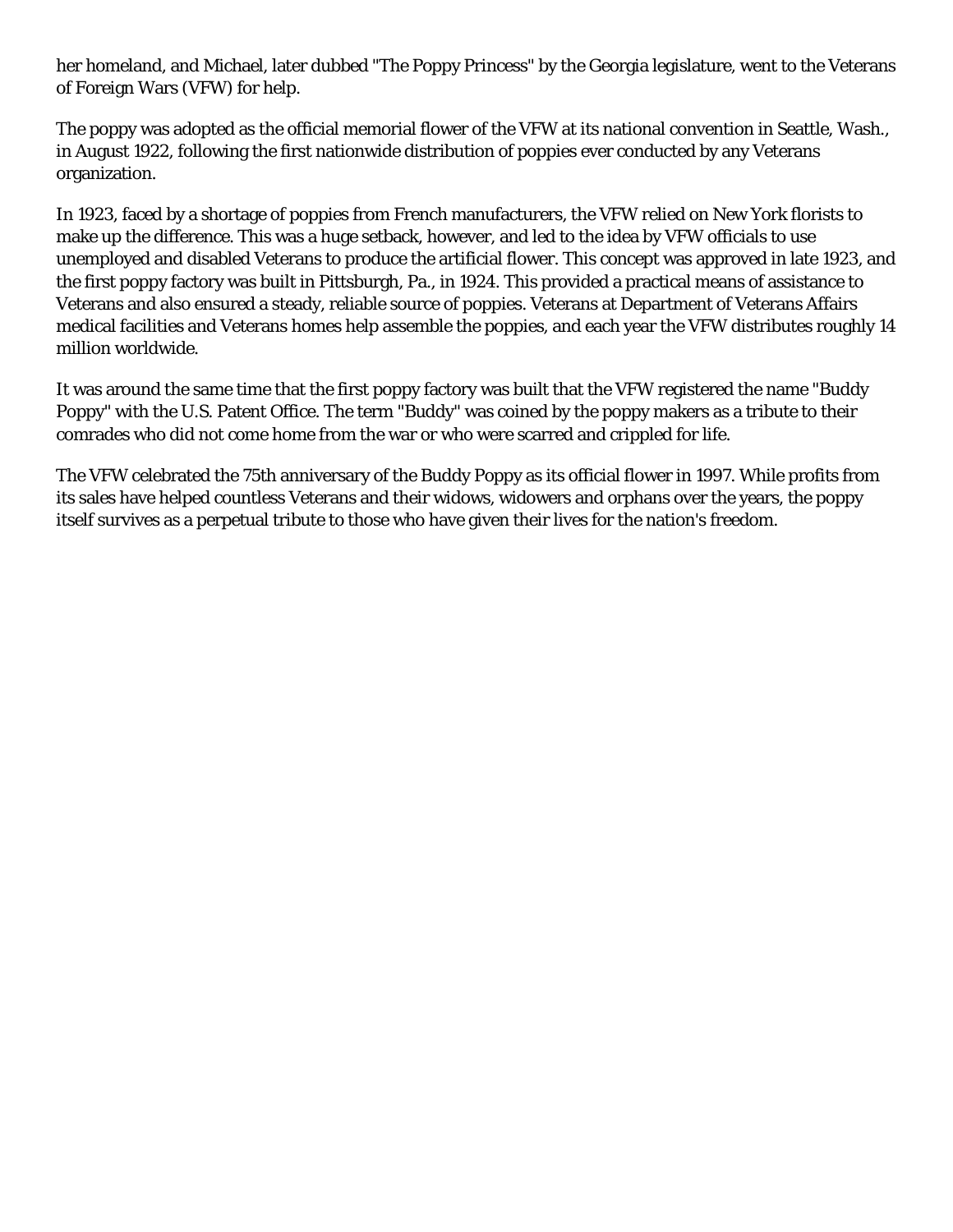her homeland, and Michael, later dubbed "The Poppy Princess" by the Georgia legislature, went to the Veterans of Foreign Wars (VFW) for help.

The poppy was adopted as the official memorial flower of the VFW at its national convention in Seattle, Wash., in August 1922, following the first nationwide distribution of poppies ever conducted by any Veterans organization.

In 1923, faced by a shortage of poppies from French manufacturers, the VFW relied on New York florists to make up the difference. This was a huge setback, however, and led to the idea by VFW officials to use unemployed and disabled Veterans to produce the artificial flower. This concept was approved in late 1923, and the first poppy factory was built in Pittsburgh, Pa., in 1924. This provided a practical means of assistance to Veterans and also ensured a steady, reliable source of poppies. Veterans at Department of Veterans Affairs medical facilities and Veterans homes help assemble the poppies, and each year the VFW distributes roughly 14 million worldwide.

It was around the same time that the first poppy factory was built that the VFW registered the name "Buddy Poppy" with the U.S. Patent Office. The term "Buddy" was coined by the poppy makers as a tribute to their comrades who did not come home from the war or who were scarred and crippled for life.

The VFW celebrated the 75th anniversary of the Buddy Poppy as its official flower in 1997. While profits from its sales have helped countless Veterans and their widows, widowers and orphans over the years, the poppy itself survives as a perpetual tribute to those who have given their lives for the nation's freedom.